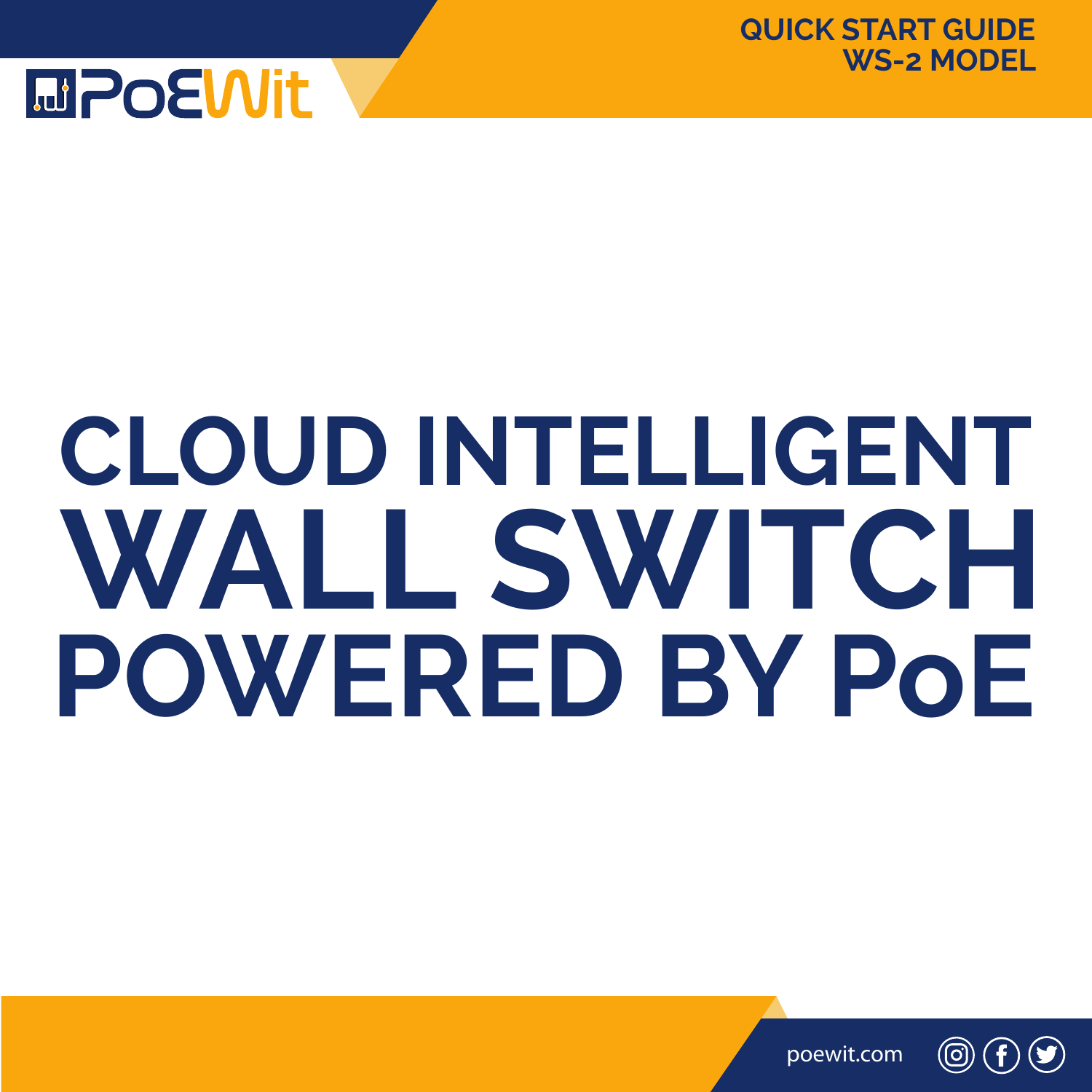PoEWit

QUICK START GUIDE
WS-2 MODEL

# CLOUD INTELLIGENT WALL SWITCH POWERED BY PoE

poewit.com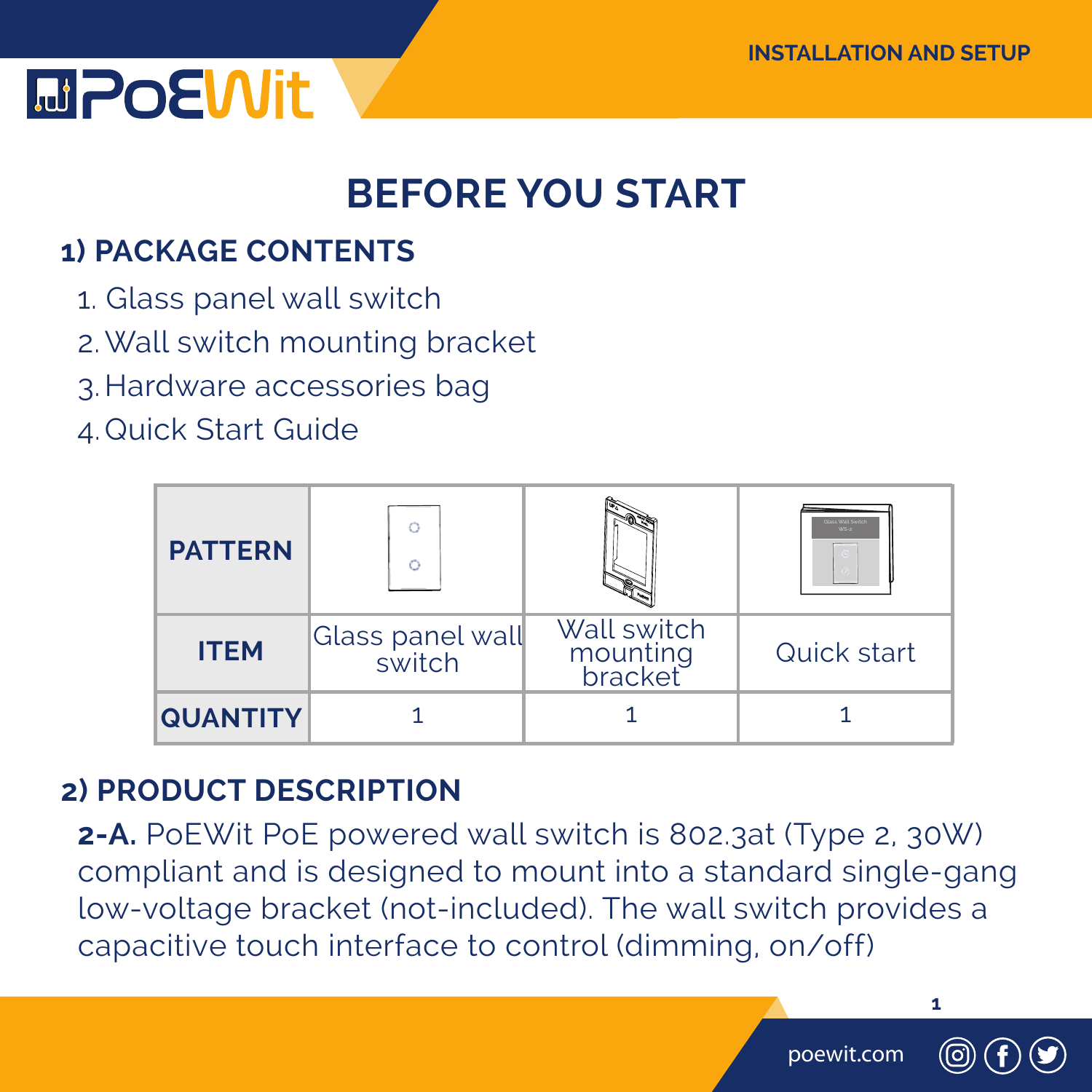# BEFORE YOU START

## 1) PACKAGE CONTENTS

1. Glass panel wall switch
2. Wall switch mounting bracket
3. Hardware accessories bag
4. Quick Start Guide

| PATTERN | | | |
|---|---|---|---|
| ITEM | Glass panel wall switch | Wall switch mounting bracket | Quick start |
| QUANTITY | 1 | 1 | 1 |

## 2) PRODUCT DESCRIPTION

**2-A.** PoEWit PoE powered wall switch is 802.3at (Type 2, 30W) compliant and is designed to mount into a standard single-gang low-voltage bracket (not-included). The wall switch provides a capacitive touch interface to control (dimming, on/off)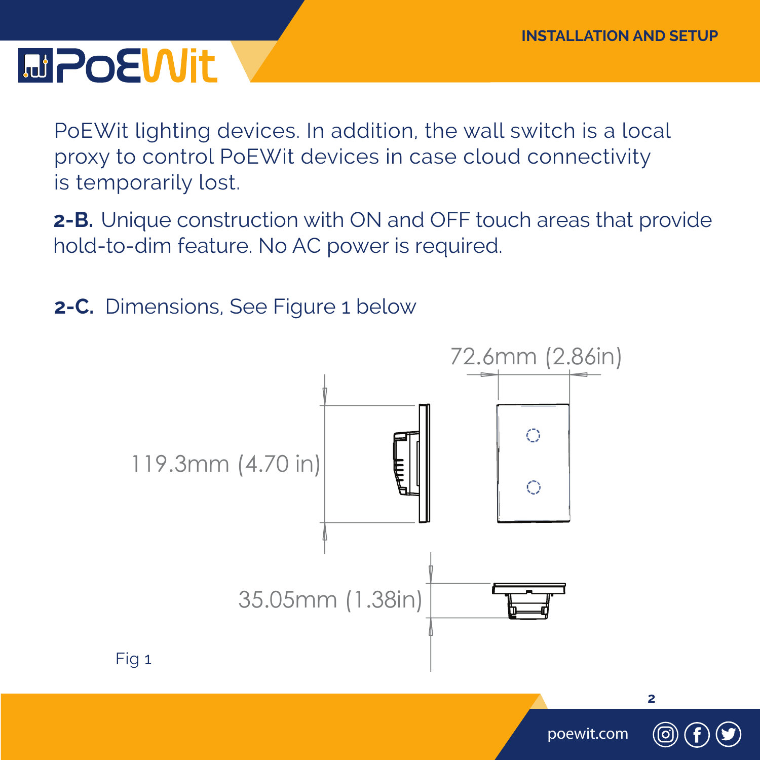PoEWit lighting devices. In addition, the wall switch is a local proxy to control PoEWit devices in case cloud connectivity is temporarily lost.

**2-B.** Unique construction with ON and OFF touch areas that provide hold-to-dim feature. No AC power is required.

**2-C.** Dimensions, See Figure 1 below

72.6mm (2.86in)

119.3mm (4.70 in)

35.05mm (1.38in)

Fig 1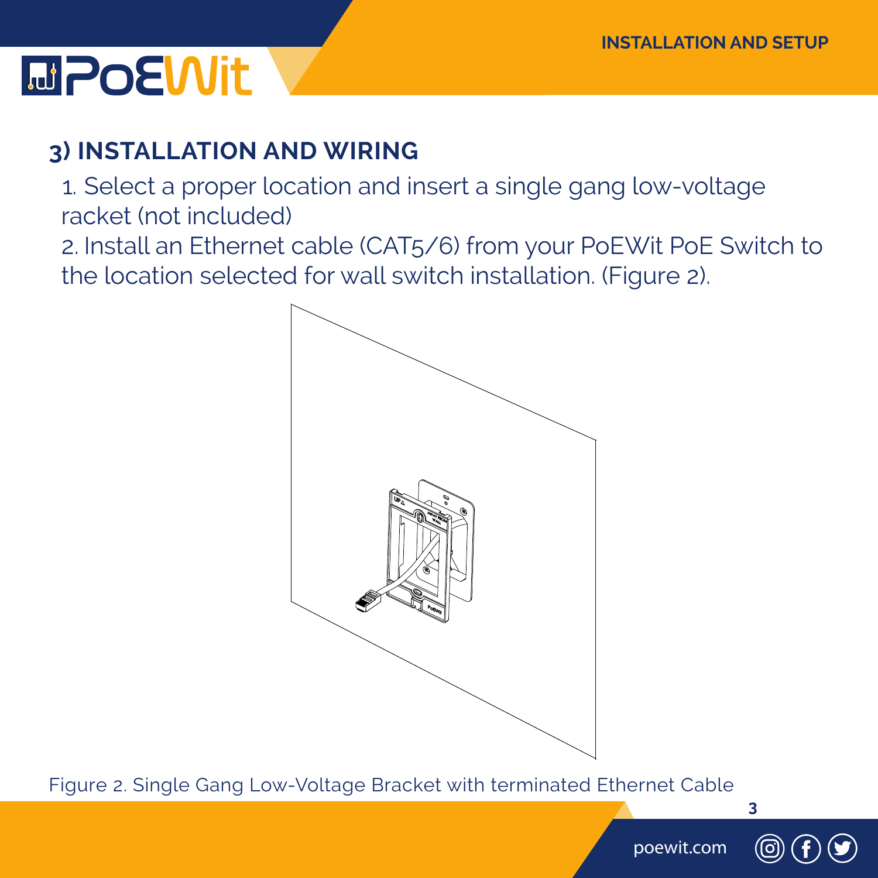## 3) INSTALLATION AND WIRING

1. Select a proper location and insert a single gang low-voltage racket (not included)
2. Install an Ethernet cable (CAT5/6) from your PoEWit PoE Switch to the location selected for wall switch installation. (Figure 2).

Figure 2. Single Gang Low-Voltage Bracket with terminated Ethernet Cable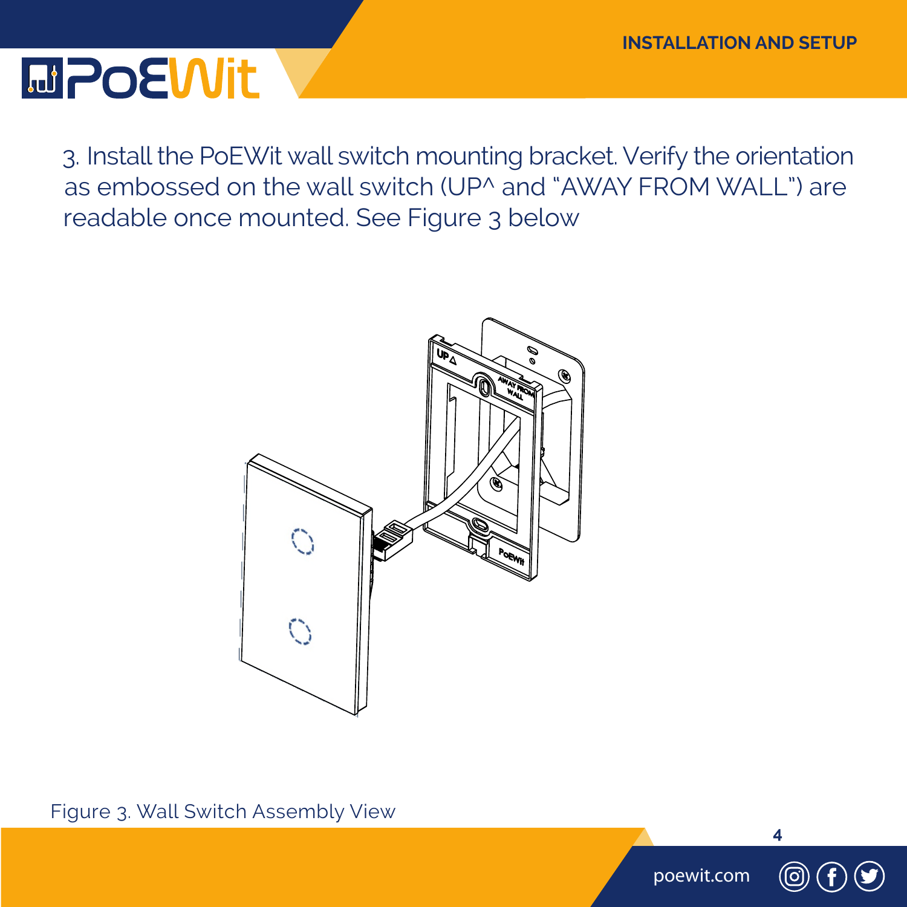3. Install the PoEWit wall switch mounting bracket. Verify the orientation as embossed on the wall switch (UP^ and "AWAY FROM WALL") are readable once mounted. See Figure 3 below

Figure 3. Wall Switch Assembly View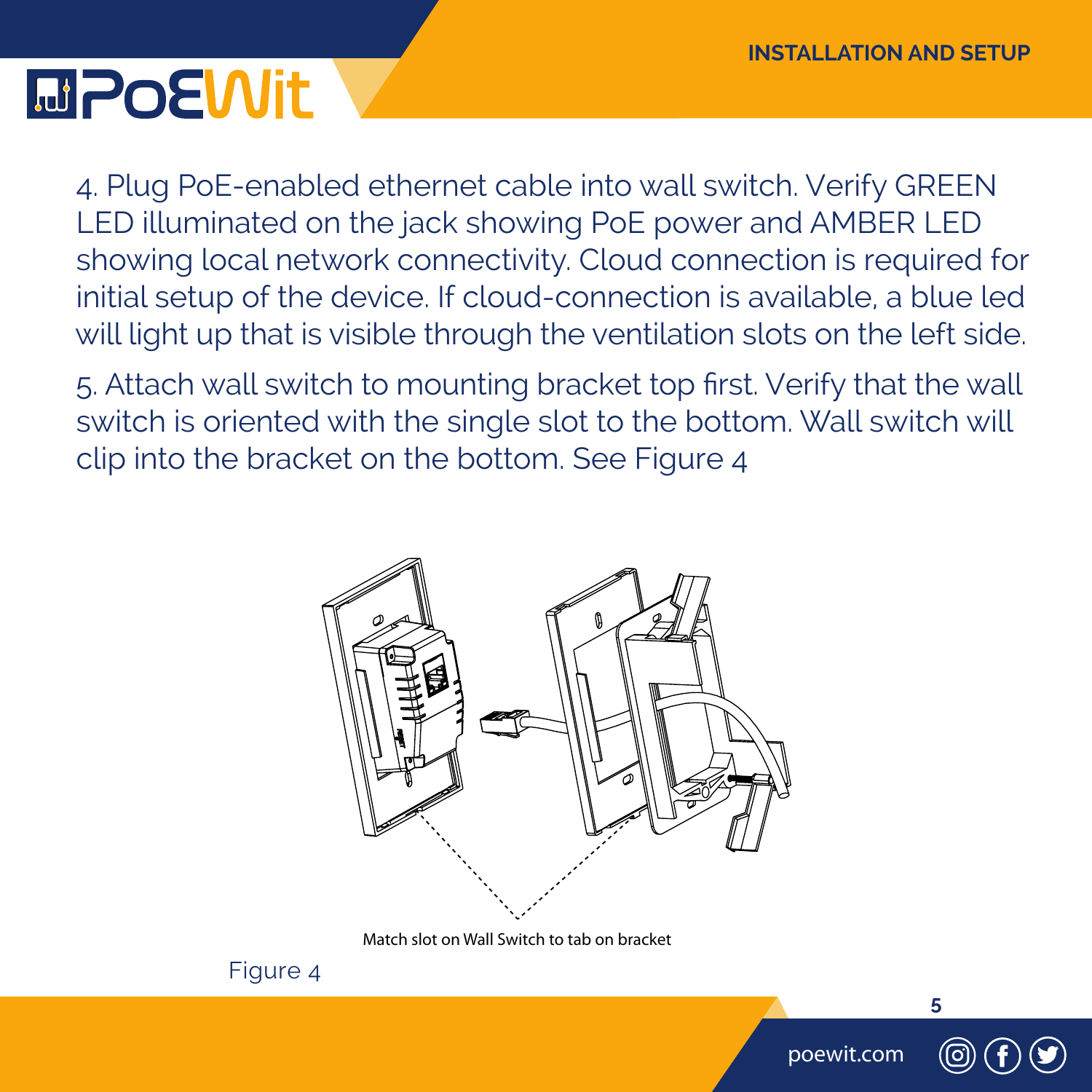4. Plug PoE-enabled ethernet cable into wall switch. Verify GREEN LED illuminated on the jack showing PoE power and AMBER LED showing local network connectivity. Cloud connection is required for initial setup of the device. If cloud-connection is available, a blue led will light up that is visible through the ventilation slots on the left side.

5. Attach wall switch to mounting bracket top first. Verify that the wall switch is oriented with the single slot to the bottom. Wall switch will clip into the bracket on the bottom. See Figure 4

Match slot on Wall Switch to tab on bracket

Figure 4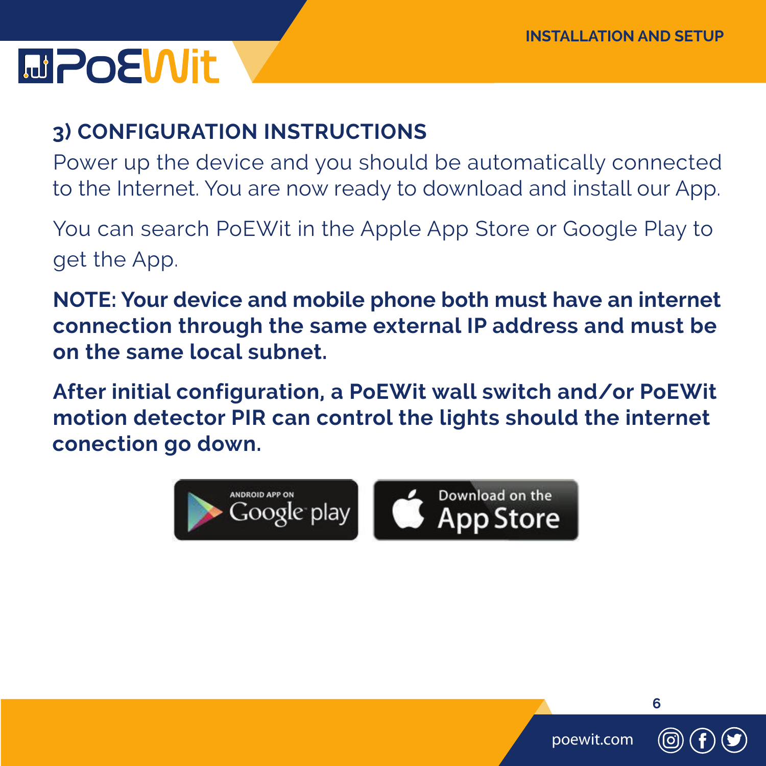## 3) CONFIGURATION INSTRUCTIONS

Power up the device and you should be automatically connected to the Internet. You are now ready to download and install our App.

You can search PoEWit in the Apple App Store or Google Play to get the App.

**NOTE: Your device and mobile phone both must have an internet connection through the same external IP address and must be on the same local subnet.**

**After initial configuration, a PoEWit wall switch and/or PoEWit motion detector PIR can control the lights should the internet conection go down.**

ANDROID APP ON Google play

Download on the App Store

poewit.com